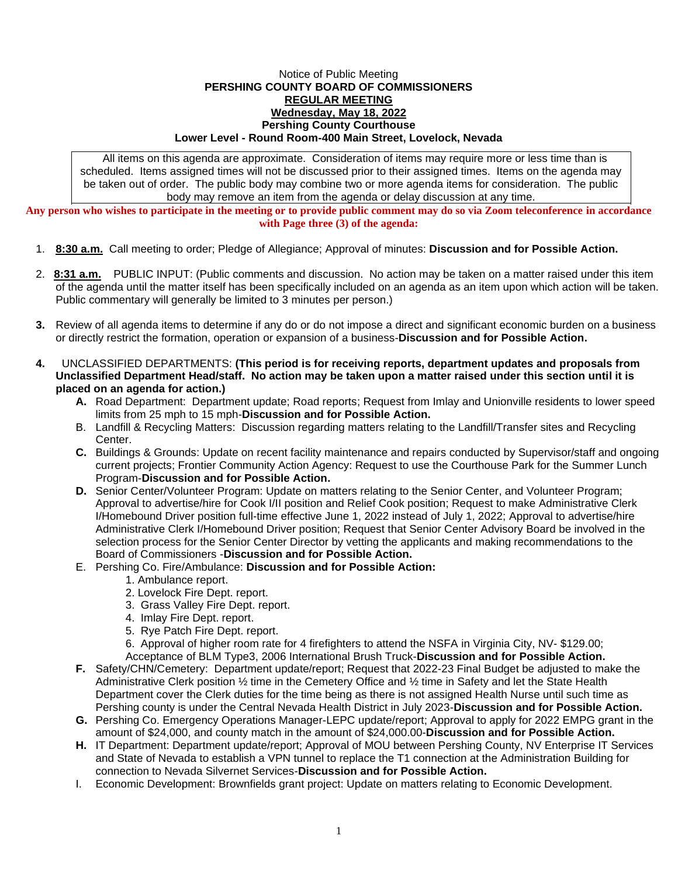Notice of Public Meeting

**PERSHING COUNTY BOARD OF COMMISSIONERS**

**REGULAR MEETING**

**Wednesday, May 18, 2022**

**Pershing County Courthouse**

**Lower Level - Round Room-400 Main Street, Lovelock, Nevada**

All items on this agenda are approximate. Consideration of items may require more or less time than is scheduled. Items assigned times will not be discussed prior to their assigned times. Items on the agenda may be taken out of order. The public body may combine two or more agenda items for consideration. The public body may remove an item from the agenda or delay discussion at any time.

**Any person who wishes to participate in the meeting or to provide public comment may do so via Zoom teleconference in accordance with Page three (3) of the agenda:**

1. **8:30 a.m.** Call meeting to order; Pledge of Allegiance; Approval of minutes: **Discussion and for Possible Action.**

2. **8:31 a.m.** PUBLIC INPUT: (Public comments and discussion. No action may be taken on a matter raised under this item of the agenda until the matter itself has been specifically included on an agenda as an item upon which action will be taken. Public commentary will generally be limited to 3 minutes per person.)

3. Review of all agenda items to determine if any do or do not impose a direct and significant economic burden on a business or directly restrict the formation, operation or expansion of a business-**Discussion and for Possible Action.**

4. UNCLASSIFIED DEPARTMENTS: **(This period is for receiving reports, department updates and proposals from Unclassified Department Head/staff. No action may be taken upon a matter raised under this section until it is placed on an agenda for action.)**
   - **A.** Road Department: Department update; Road reports; Request from Imlay and Unionville residents to lower speed limits from 25 mph to 15 mph-**Discussion and for Possible Action.**
   - B. Landfill & Recycling Matters: Discussion regarding matters relating to the Landfill/Transfer sites and Recycling Center.
   - **C.** Buildings & Grounds: Update on recent facility maintenance and repairs conducted by Supervisor/staff and ongoing current projects; Frontier Community Action Agency: Request to use the Courthouse Park for the Summer Lunch Program-**Discussion and for Possible Action.**
   - **D.** Senior Center/Volunteer Program: Update on matters relating to the Senior Center, and Volunteer Program; Approval to advertise/hire for Cook I/II position and Relief Cook position; Request to make Administrative Clerk I/Homebound Driver position full-time effective June 1, 2022 instead of July 1, 2022; Approval to advertise/hire Administrative Clerk I/Homebound Driver position; Request that Senior Center Advisory Board be involved in the selection process for the Senior Center Director by vetting the applicants and making recommendations to the Board of Commissioners -**Discussion and for Possible Action.**
   - E. Pershing Co. Fire/Ambulance: **Discussion and for Possible Action:**
     1. Ambulance report.
     2. Lovelock Fire Dept. report.
     3. Grass Valley Fire Dept. report.
     4. Imlay Fire Dept. report.
     5. Rye Patch Fire Dept. report.
     6. Approval of higher room rate for 4 firefighters to attend the NSFA in Virginia City, NV- $129.00; Acceptance of BLM Type3, 2006 International Brush Truck-**Discussion and for Possible Action.**
   - **F.** Safety/CHN/Cemetery: Department update/report; Request that 2022-23 Final Budget be adjusted to make the Administrative Clerk position ½ time in the Cemetery Office and ½ time in Safety and let the State Health Department cover the Clerk duties for the time being as there is not assigned Health Nurse until such time as Pershing county is under the Central Nevada Health District in July 2023-**Discussion and for Possible Action.**
   - **G.** Pershing Co. Emergency Operations Manager-LEPC update/report; Approval to apply for 2022 EMPG grant in the amount of $24,000, and county match in the amount of $24,000.00-**Discussion and for Possible Action.**
   - **H.** IT Department: Department update/report; Approval of MOU between Pershing County, NV Enterprise IT Services and State of Nevada to establish a VPN tunnel to replace the T1 connection at the Administration Building for connection to Nevada Silvernet Services-**Discussion and for Possible Action.**
   - I. Economic Development: Brownfields grant project: Update on matters relating to Economic Development.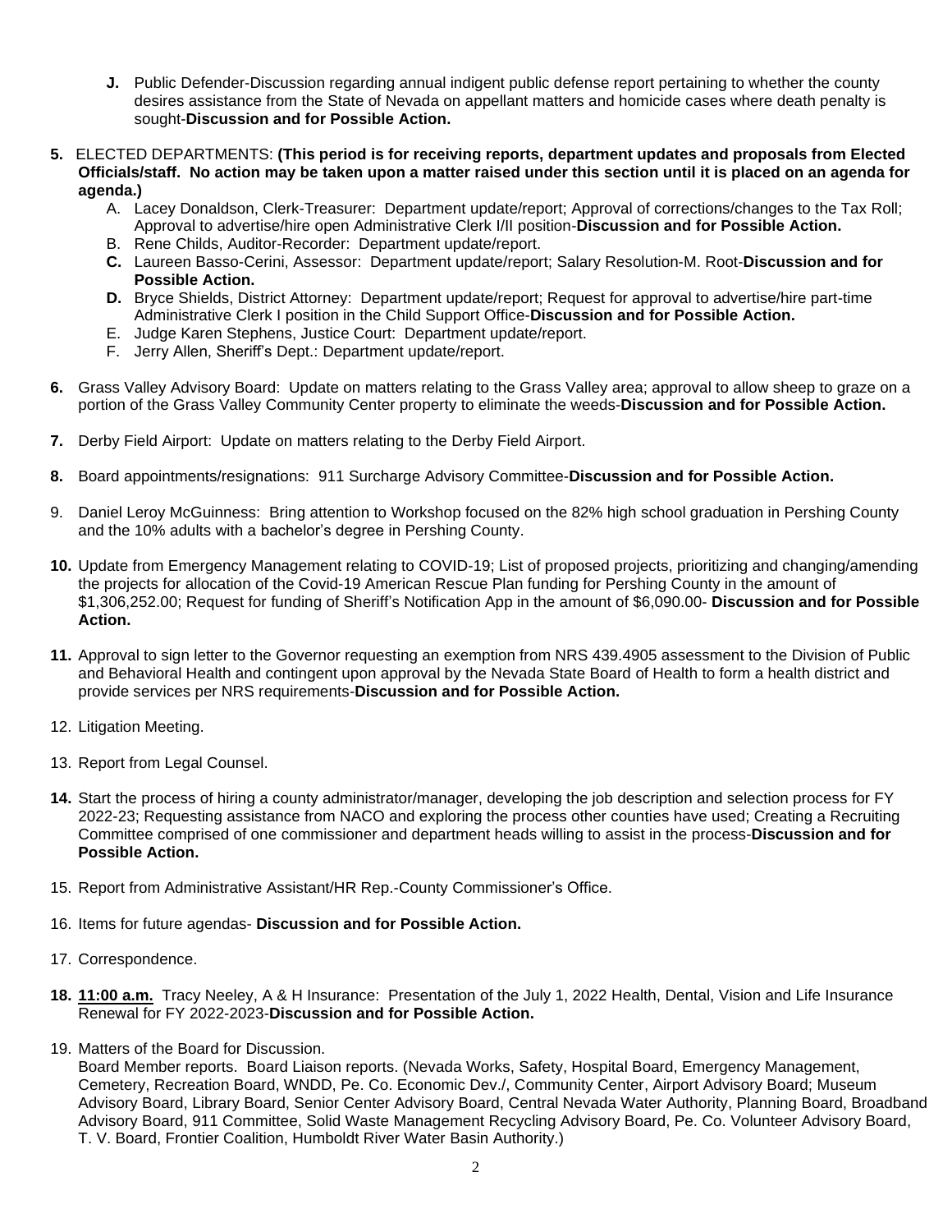- **J.** Public Defender-Discussion regarding annual indigent public defense report pertaining to whether the county desires assistance from the State of Nevada on appellant matters and homicide cases where death penalty is sought-**Discussion and for Possible Action.**

**5.** ELECTED DEPARTMENTS: **(This period is for receiving reports, department updates and proposals from Elected Officials/staff. No action may be taken upon a matter raised under this section until it is placed on an agenda for agenda.)**

- A. Lacey Donaldson, Clerk-Treasurer: Department update/report; Approval of corrections/changes to the Tax Roll; Approval to advertise/hire open Administrative Clerk I/II position-**Discussion and for Possible Action.**
- B. Rene Childs, Auditor-Recorder: Department update/report.
- **C.** Laureen Basso-Cerini, Assessor: Department update/report; Salary Resolution-M. Root-**Discussion and for Possible Action.**
- **D.** Bryce Shields, District Attorney: Department update/report; Request for approval to advertise/hire part-time Administrative Clerk I position in the Child Support Office-**Discussion and for Possible Action.**
- E. Judge Karen Stephens, Justice Court: Department update/report.
- F. Jerry Allen, Sheriff's Dept.: Department update/report.

**6.** Grass Valley Advisory Board: Update on matters relating to the Grass Valley area; approval to allow sheep to graze on a portion of the Grass Valley Community Center property to eliminate the weeds-**Discussion and for Possible Action.**

**7.** Derby Field Airport: Update on matters relating to the Derby Field Airport.

**8.** Board appointments/resignations: 911 Surcharge Advisory Committee-**Discussion and for Possible Action.**

9. Daniel Leroy McGuinness: Bring attention to Workshop focused on the 82% high school graduation in Pershing County and the 10% adults with a bachelor's degree in Pershing County.

**10.** Update from Emergency Management relating to COVID-19; List of proposed projects, prioritizing and changing/amending the projects for allocation of the Covid-19 American Rescue Plan funding for Pershing County in the amount of $1,306,252.00; Request for funding of Sheriff's Notification App in the amount of $6,090.00- **Discussion and for Possible Action.**

**11.** Approval to sign letter to the Governor requesting an exemption from NRS 439.4905 assessment to the Division of Public and Behavioral Health and contingent upon approval by the Nevada State Board of Health to form a health district and provide services per NRS requirements-**Discussion and for Possible Action.**

12. Litigation Meeting.

13. Report from Legal Counsel.

**14.** Start the process of hiring a county administrator/manager, developing the job description and selection process for FY 2022-23; Requesting assistance from NACO and exploring the process other counties have used; Creating a Recruiting Committee comprised of one commissioner and department heads willing to assist in the process-**Discussion and for Possible Action.**

15. Report from Administrative Assistant/HR Rep.-County Commissioner's Office.

16. Items for future agendas- **Discussion and for Possible Action.**

17. Correspondence.

**18.** **11:00 a.m.** Tracy Neeley, A & H Insurance: Presentation of the July 1, 2022 Health, Dental, Vision and Life Insurance Renewal for FY 2022-2023-**Discussion and for Possible Action.**

19. Matters of the Board for Discussion.
Board Member reports. Board Liaison reports. (Nevada Works, Safety, Hospital Board, Emergency Management, Cemetery, Recreation Board, WNDD, Pe. Co. Economic Dev./, Community Center, Airport Advisory Board; Museum Advisory Board, Library Board, Senior Center Advisory Board, Central Nevada Water Authority, Planning Board, Broadband Advisory Board, 911 Committee, Solid Waste Management Recycling Advisory Board, Pe. Co. Volunteer Advisory Board, T. V. Board, Frontier Coalition, Humboldt River Water Basin Authority.)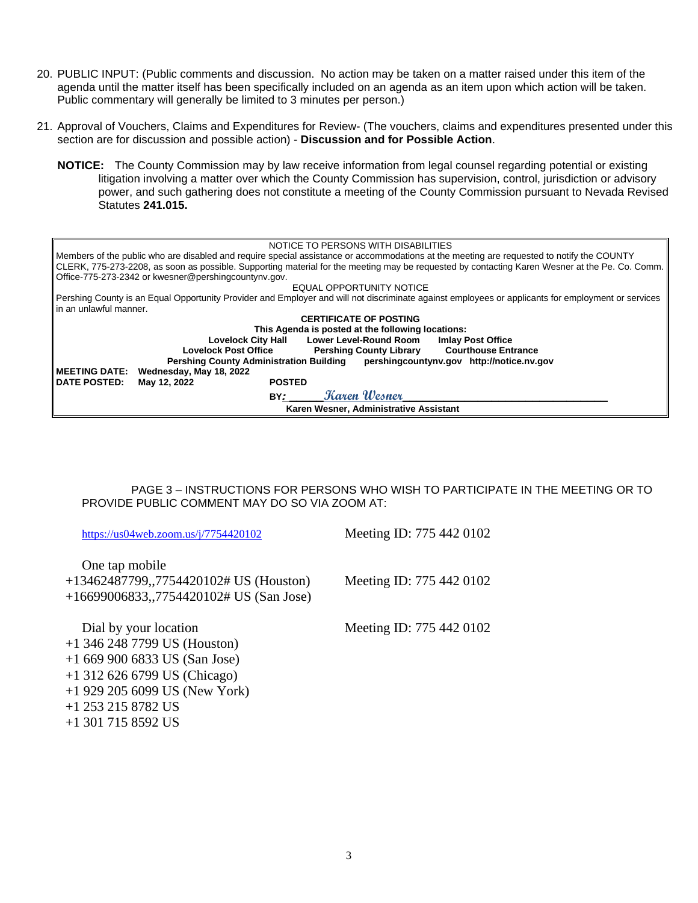20. PUBLIC INPUT: (Public comments and discussion. No action may be taken on a matter raised under this item of the agenda until the matter itself has been specifically included on an agenda as an item upon which action will be taken. Public commentary will generally be limited to 3 minutes per person.)

21. Approval of Vouchers, Claims and Expenditures for Review- (The vouchers, claims and expenditures presented under this section are for discussion and possible action) - **Discussion and for Possible Action**.

**NOTICE:** The County Commission may by law receive information from legal counsel regarding potential or existing litigation involving a matter over which the County Commission has supervision, control, jurisdiction or advisory power, and such gathering does not constitute a meeting of the County Commission pursuant to Nevada Revised Statutes **241.015.**

NOTICE TO PERSONS WITH DISABILITIES

Members of the public who are disabled and require special assistance or accommodations at the meeting are requested to notify the COUNTY CLERK, 775-273-2208, as soon as possible. Supporting material for the meeting may be requested by contacting Karen Wesner at the Pe. Co. Comm. Office-775-273-2342 or kwesner@pershingcountynv.gov.

EQUAL OPPORTUNITY NOTICE

Pershing County is an Equal Opportunity Provider and Employer and will not discriminate against employees or applicants for employment or services in an unlawful manner.

**CERTIFICATE OF POSTING**

**This Agenda is posted at the following locations:**

**Lovelock City Hall** | **Lower Level-Round Room** | **Imlay Post Office**
**Lovelock Post Office** | **Pershing County Library** | **Courthouse Entrance**
**Pershing County Administration Building** | **pershingcountynv.gov** | **http://notice.nv.gov**

**MEETING DATE:** **Wednesday, May 18, 2022**
**DATE POSTED:** **May 12, 2022** **POSTED**

**BY:** *Karen Wesner*

**Karen Wesner, Administrative Assistant**

PAGE 3 – INSTRUCTIONS FOR PERSONS WHO WISH TO PARTICIPATE IN THE MEETING OR TO PROVIDE PUBLIC COMMENT MAY DO SO VIA ZOOM AT:

https://us04web.zoom.us/j/7754420102 Meeting ID: 775 442 0102

One tap mobile
+13462487799,,7754420102# US (Houston) Meeting ID: 775 442 0102
+16699006833,,7754420102# US (San Jose)

Dial by your location Meeting ID: 775 442 0102
+1 346 248 7799 US (Houston)
+1 669 900 6833 US (San Jose)
+1 312 626 6799 US (Chicago)
+1 929 205 6099 US (New York)
+1 253 215 8782 US
+1 301 715 8592 US